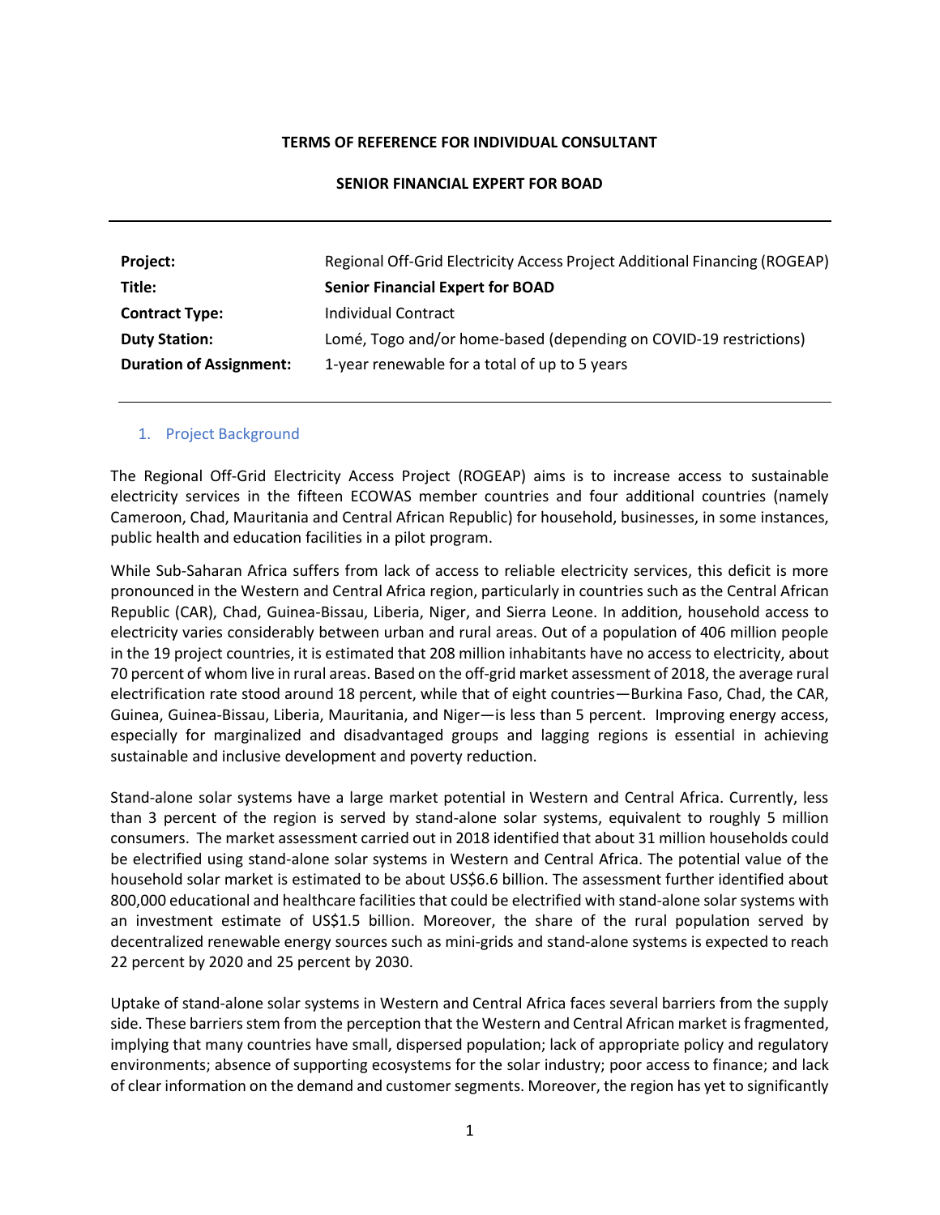**TERMS OF REFERENCE FOR INDIVIDUAL CONSULTANT**

**SENIOR FINANCIAL EXPERT FOR BOAD**

---

| | |
|---|---|
| **Project:** | Regional Off-Grid Electricity Access Project Additional Financing (ROGEAP) |
| **Title:** | **Senior Financial Expert for BOAD** |
| **Contract Type:** | Individual Contract |
| **Duty Station:** | Lomé, Togo and/or home-based (depending on COVID-19 restrictions) |
| **Duration of Assignment:** | 1-year renewable for a total of up to 5 years |

---

## 1. Project Background

The Regional Off-Grid Electricity Access Project (ROGEAP) aims is to increase access to sustainable electricity services in the fifteen ECOWAS member countries and four additional countries (namely Cameroon, Chad, Mauritania and Central African Republic) for household, businesses, in some instances, public health and education facilities in a pilot program.

While Sub-Saharan Africa suffers from lack of access to reliable electricity services, this deficit is more pronounced in the Western and Central Africa region, particularly in countries such as the Central African Republic (CAR), Chad, Guinea-Bissau, Liberia, Niger, and Sierra Leone. In addition, household access to electricity varies considerably between urban and rural areas. Out of a population of 406 million people in the 19 project countries, it is estimated that 208 million inhabitants have no access to electricity, about 70 percent of whom live in rural areas. Based on the off-grid market assessment of 2018, the average rural electrification rate stood around 18 percent, while that of eight countries—Burkina Faso, Chad, the CAR, Guinea, Guinea-Bissau, Liberia, Mauritania, and Niger—is less than 5 percent. Improving energy access, especially for marginalized and disadvantaged groups and lagging regions is essential in achieving sustainable and inclusive development and poverty reduction.

Stand-alone solar systems have a large market potential in Western and Central Africa. Currently, less than 3 percent of the region is served by stand-alone solar systems, equivalent to roughly 5 million consumers. The market assessment carried out in 2018 identified that about 31 million households could be electrified using stand-alone solar systems in Western and Central Africa. The potential value of the household solar market is estimated to be about US$6.6 billion. The assessment further identified about 800,000 educational and healthcare facilities that could be electrified with stand-alone solar systems with an investment estimate of US$1.5 billion. Moreover, the share of the rural population served by decentralized renewable energy sources such as mini-grids and stand-alone systems is expected to reach 22 percent by 2020 and 25 percent by 2030.

Uptake of stand-alone solar systems in Western and Central Africa faces several barriers from the supply side. These barriers stem from the perception that the Western and Central African market is fragmented, implying that many countries have small, dispersed population; lack of appropriate policy and regulatory environments; absence of supporting ecosystems for the solar industry; poor access to finance; and lack of clear information on the demand and customer segments. Moreover, the region has yet to significantly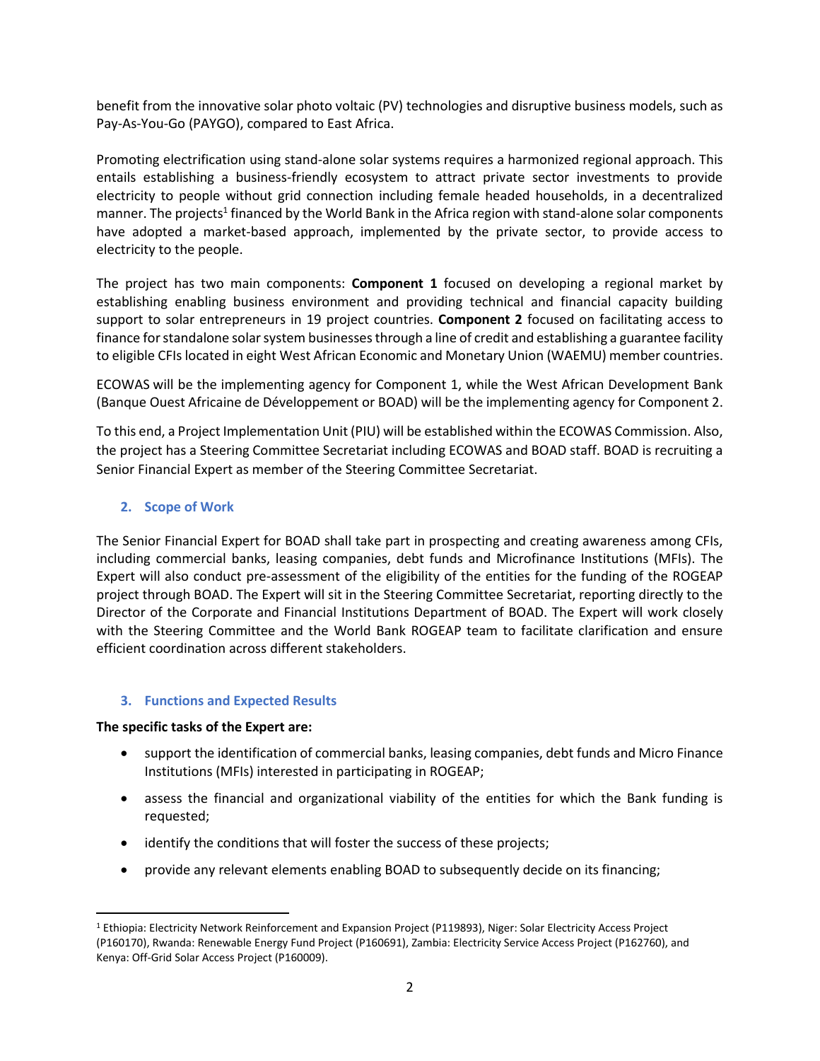benefit from the innovative solar photo voltaic (PV) technologies and disruptive business models, such as Pay-As-You-Go (PAYGO), compared to East Africa.

Promoting electrification using stand-alone solar systems requires a harmonized regional approach. This entails establishing a business-friendly ecosystem to attract private sector investments to provide electricity to people without grid connection including female headed households, in a decentralized manner. The projects[1] financed by the World Bank in the Africa region with stand-alone solar components have adopted a market-based approach, implemented by the private sector, to provide access to electricity to the people.

The project has two main components: **Component 1** focused on developing a regional market by establishing enabling business environment and providing technical and financial capacity building support to solar entrepreneurs in 19 project countries. **Component 2** focused on facilitating access to finance for standalone solar system businesses through a line of credit and establishing a guarantee facility to eligible CFIs located in eight West African Economic and Monetary Union (WAEMU) member countries.

ECOWAS will be the implementing agency for Component 1, while the West African Development Bank (Banque Ouest Africaine de Développement or BOAD) will be the implementing agency for Component 2.

To this end, a Project Implementation Unit (PIU) will be established within the ECOWAS Commission. Also, the project has a Steering Committee Secretariat including ECOWAS and BOAD staff. BOAD is recruiting a Senior Financial Expert as member of the Steering Committee Secretariat.

## 2. Scope of Work

The Senior Financial Expert for BOAD shall take part in prospecting and creating awareness among CFIs, including commercial banks, leasing companies, debt funds and Microfinance Institutions (MFIs). The Expert will also conduct pre-assessment of the eligibility of the entities for the funding of the ROGEAP project through BOAD. The Expert will sit in the Steering Committee Secretariat, reporting directly to the Director of the Corporate and Financial Institutions Department of BOAD. The Expert will work closely with the Steering Committee and the World Bank ROGEAP team to facilitate clarification and ensure efficient coordination across different stakeholders.

## 3. Functions and Expected Results

**The specific tasks of the Expert are:**

- support the identification of commercial banks, leasing companies, debt funds and Micro Finance Institutions (MFIs) interested in participating in ROGEAP;
- assess the financial and organizational viability of the entities for which the Bank funding is requested;
- identify the conditions that will foster the success of these projects;
- provide any relevant elements enabling BOAD to subsequently decide on its financing;

[1] Ethiopia: Electricity Network Reinforcement and Expansion Project (P119893), Niger: Solar Electricity Access Project (P160170), Rwanda: Renewable Energy Fund Project (P160691), Zambia: Electricity Service Access Project (P162760), and Kenya: Off-Grid Solar Access Project (P160009).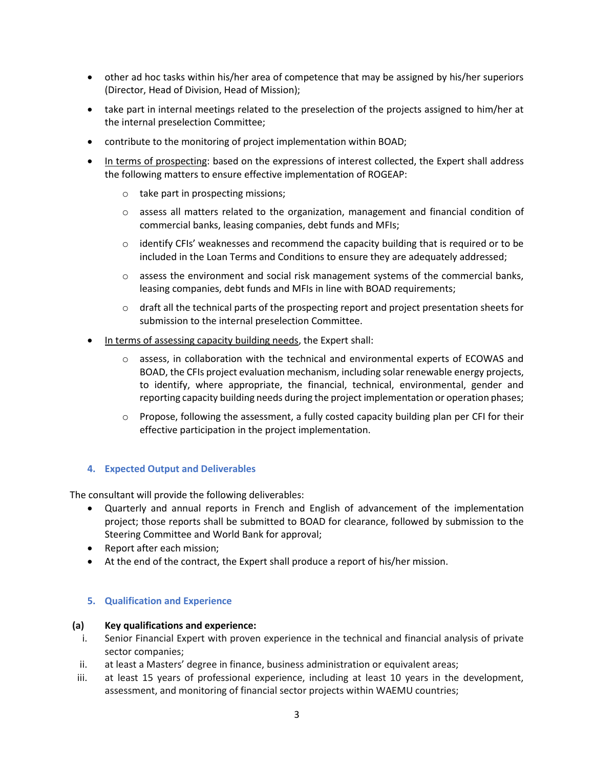- other ad hoc tasks within his/her area of competence that may be assigned by his/her superiors (Director, Head of Division, Head of Mission);
- take part in internal meetings related to the preselection of the projects assigned to him/her at the internal preselection Committee;
- contribute to the monitoring of project implementation within BOAD;
- <u>In terms of prospecting</u>: based on the expressions of interest collected, the Expert shall address the following matters to ensure effective implementation of ROGEAP:
  - take part in prospecting missions;
  - assess all matters related to the organization, management and financial condition of commercial banks, leasing companies, debt funds and MFIs;
  - identify CFIs' weaknesses and recommend the capacity building that is required or to be included in the Loan Terms and Conditions to ensure they are adequately addressed;
  - assess the environment and social risk management systems of the commercial banks, leasing companies, debt funds and MFIs in line with BOAD requirements;
  - draft all the technical parts of the prospecting report and project presentation sheets for submission to the internal preselection Committee.
- <u>In terms of assessing capacity building needs</u>, the Expert shall:
  - assess, in collaboration with the technical and environmental experts of ECOWAS and BOAD, the CFIs project evaluation mechanism, including solar renewable energy projects, to identify, where appropriate, the financial, technical, environmental, gender and reporting capacity building needs during the project implementation or operation phases;
  - Propose, following the assessment, a fully costed capacity building plan per CFI for their effective participation in the project implementation.

## 4. Expected Output and Deliverables

The consultant will provide the following deliverables:

- Quarterly and annual reports in French and English of advancement of the implementation project; those reports shall be submitted to BOAD for clearance, followed by submission to the Steering Committee and World Bank for approval;
- Report after each mission;
- At the end of the contract, the Expert shall produce a report of his/her mission.

## 5. Qualification and Experience

**(a) Key qualifications and experience:**

i. Senior Financial Expert with proven experience in the technical and financial analysis of private sector companies;

ii. at least a Masters' degree in finance, business administration or equivalent areas;

iii. at least 15 years of professional experience, including at least 10 years in the development, assessment, and monitoring of financial sector projects within WAEMU countries;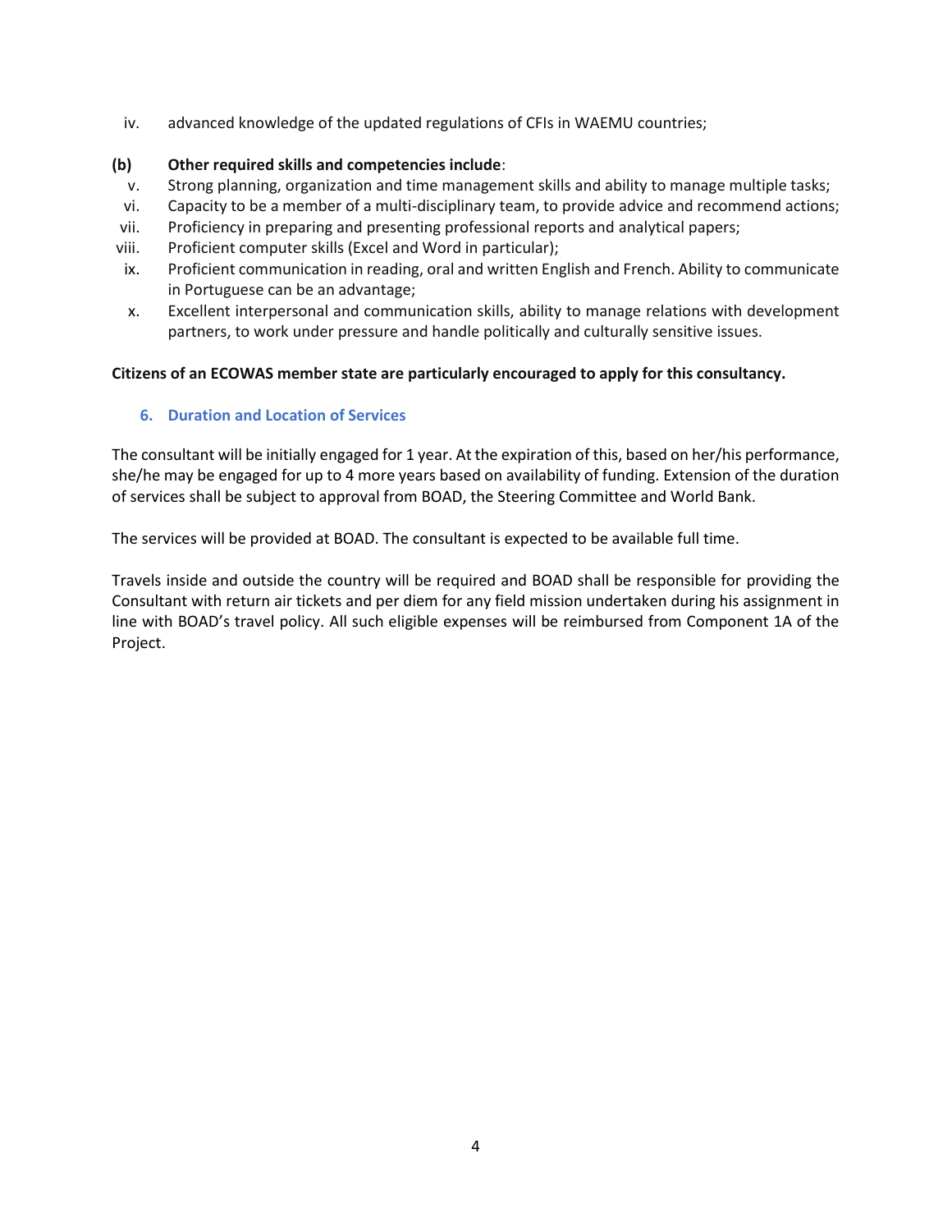iv. advanced knowledge of the updated regulations of CFIs in WAEMU countries;

**(b) Other required skills and competencies include**:

v. Strong planning, organization and time management skills and ability to manage multiple tasks;
vi. Capacity to be a member of a multi-disciplinary team, to provide advice and recommend actions;
vii. Proficiency in preparing and presenting professional reports and analytical papers;
viii. Proficient computer skills (Excel and Word in particular);
ix. Proficient communication in reading, oral and written English and French. Ability to communicate in Portuguese can be an advantage;
x. Excellent interpersonal and communication skills, ability to manage relations with development partners, to work under pressure and handle politically and culturally sensitive issues.

**Citizens of an ECOWAS member state are particularly encouraged to apply for this consultancy.**

## 6. Duration and Location of Services

The consultant will be initially engaged for 1 year. At the expiration of this, based on her/his performance, she/he may be engaged for up to 4 more years based on availability of funding. Extension of the duration of services shall be subject to approval from BOAD, the Steering Committee and World Bank.

The services will be provided at BOAD. The consultant is expected to be available full time.

Travels inside and outside the country will be required and BOAD shall be responsible for providing the Consultant with return air tickets and per diem for any field mission undertaken during his assignment in line with BOAD's travel policy. All such eligible expenses will be reimbursed from Component 1A of the Project.